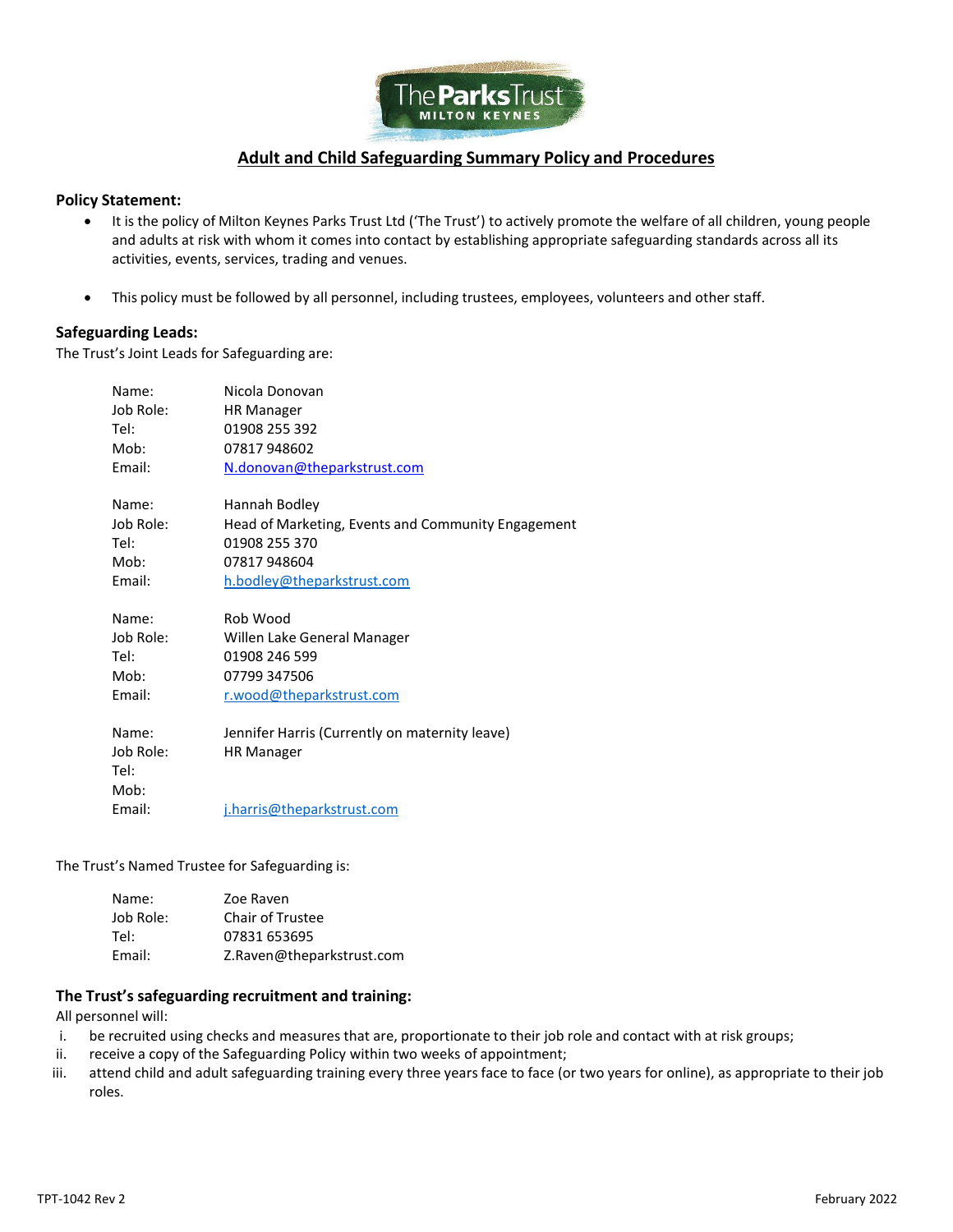# Adult and Child Safeguarding Summary Policy and Procedures

## Policy Statement:

- It is the policy of Milton Keynes Parks Trust Ltd ('The Trust') to actively promote the welfare of all children, young people and adults at risk with whom it comes into contact by establishing appropriate safeguarding standards across all its activities, events, services, trading and venues.
- This policy must be followed by all personnel, including trustees, employees, volunteers and other staff.

## Safeguarding Leads:

The Trust's Joint Leads for Safeguarding are:

| | |
|---|---|
| Name: | Nicola Donovan |
| Job Role: | HR Manager |
| Tel: | 01908 255 392 |
| Mob: | 07817 948602 |
| Email: | N.donovan@theparkstrust.com |

| | |
|---|---|
| Name: | Hannah Bodley |
| Job Role: | Head of Marketing, Events and Community Engagement |
| Tel: | 01908 255 370 |
| Mob: | 07817 948604 |
| Email: | h.bodley@theparkstrust.com |

| | |
|---|---|
| Name: | Rob Wood |
| Job Role: | Willen Lake General Manager |
| Tel: | 01908 246 599 |
| Mob: | 07799 347506 |
| Email: | r.wood@theparkstrust.com |

| | |
|---|---|
| Name: | Jennifer Harris (Currently on maternity leave) |
| Job Role: | HR Manager |
| Tel: | |
| Mob: | |
| Email: | j.harris@theparkstrust.com |

The Trust's Named Trustee for Safeguarding is:

| | |
|---|---|
| Name: | Zoe Raven |
| Job Role: | Chair of Trustee |
| Tel: | 07831 653695 |
| Email: | Z.Raven@theparkstrust.com |

## The Trust's safeguarding recruitment and training:

All personnel will:

i. be recruited using checks and measures that are, proportionate to their job role and contact with at risk groups;
ii. receive a copy of the Safeguarding Policy within two weeks of appointment;
iii. attend child and adult safeguarding training every three years face to face (or two years for online), as appropriate to their job roles.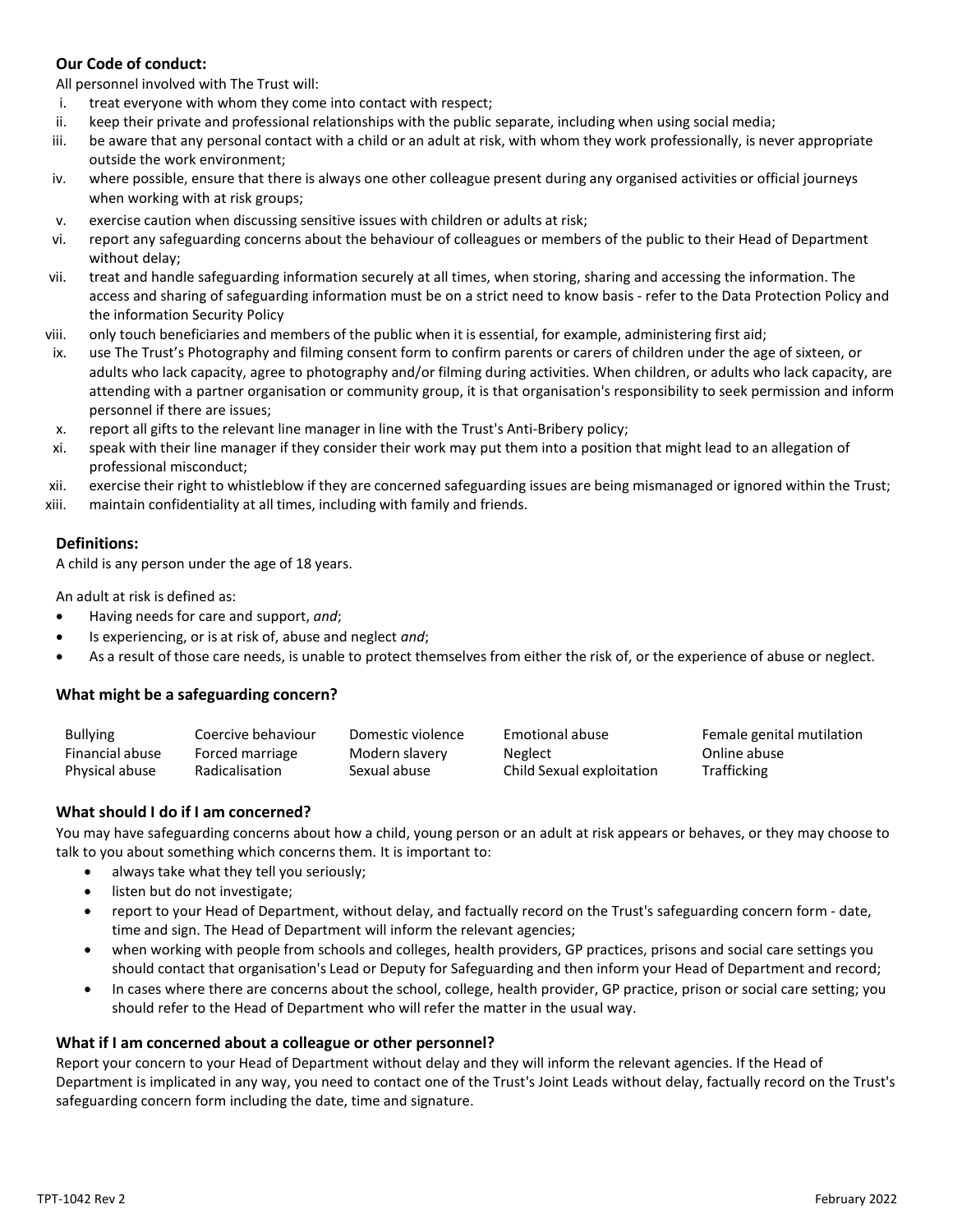**Our Code of conduct:**

All personnel involved with The Trust will:

i. treat everyone with whom they come into contact with respect;
ii. keep their private and professional relationships with the public separate, including when using social media;
iii. be aware that any personal contact with a child or an adult at risk, with whom they work professionally, is never appropriate outside the work environment;
iv. where possible, ensure that there is always one other colleague present during any organised activities or official journeys when working with at risk groups;
v. exercise caution when discussing sensitive issues with children or adults at risk;
vi. report any safeguarding concerns about the behaviour of colleagues or members of the public to their Head of Department without delay;
vii. treat and handle safeguarding information securely at all times, when storing, sharing and accessing the information. The access and sharing of safeguarding information must be on a strict need to know basis - refer to the Data Protection Policy and the information Security Policy
viii. only touch beneficiaries and members of the public when it is essential, for example, administering first aid;
ix. use The Trust's Photography and filming consent form to confirm parents or carers of children under the age of sixteen, or adults who lack capacity, agree to photography and/or filming during activities. When children, or adults who lack capacity, are attending with a partner organisation or community group, it is that organisation's responsibility to seek permission and inform personnel if there are issues;
x. report all gifts to the relevant line manager in line with the Trust's Anti-Bribery policy;
xi. speak with their line manager if they consider their work may put them into a position that might lead to an allegation of professional misconduct;
xii. exercise their right to whistleblow if they are concerned safeguarding issues are being mismanaged or ignored within the Trust;
xiii. maintain confidentiality at all times, including with family and friends.

**Definitions:**

A child is any person under the age of 18 years.

An adult at risk is defined as:

- Having needs for care and support, *and*;
- Is experiencing, or is at risk of, abuse and neglect *and*;
- As a result of those care needs, is unable to protect themselves from either the risk of, or the experience of abuse or neglect.

**What might be a safeguarding concern?**

| | | | | |
|---|---|---|---|---|
| Bullying | Coercive behaviour | Domestic violence | Emotional abuse | Female genital mutilation |
| Financial abuse | Forced marriage | Modern slavery | Neglect | Online abuse |
| Physical abuse | Radicalisation | Sexual abuse | Child Sexual exploitation | Trafficking |

**What should I do if I am concerned?**

You may have safeguarding concerns about how a child, young person or an adult at risk appears or behaves, or they may choose to talk to you about something which concerns them. It is important to:

- always take what they tell you seriously;
- listen but do not investigate;
- report to your Head of Department, without delay, and factually record on the Trust's safeguarding concern form - date, time and sign. The Head of Department will inform the relevant agencies;
- when working with people from schools and colleges, health providers, GP practices, prisons and social care settings you should contact that organisation's Lead or Deputy for Safeguarding and then inform your Head of Department and record;
- In cases where there are concerns about the school, college, health provider, GP practice, prison or social care setting; you should refer to the Head of Department who will refer the matter in the usual way.

**What if I am concerned about a colleague or other personnel?**

Report your concern to your Head of Department without delay and they will inform the relevant agencies. If the Head of Department is implicated in any way, you need to contact one of the Trust's Joint Leads without delay, factually record on the Trust's safeguarding concern form including the date, time and signature.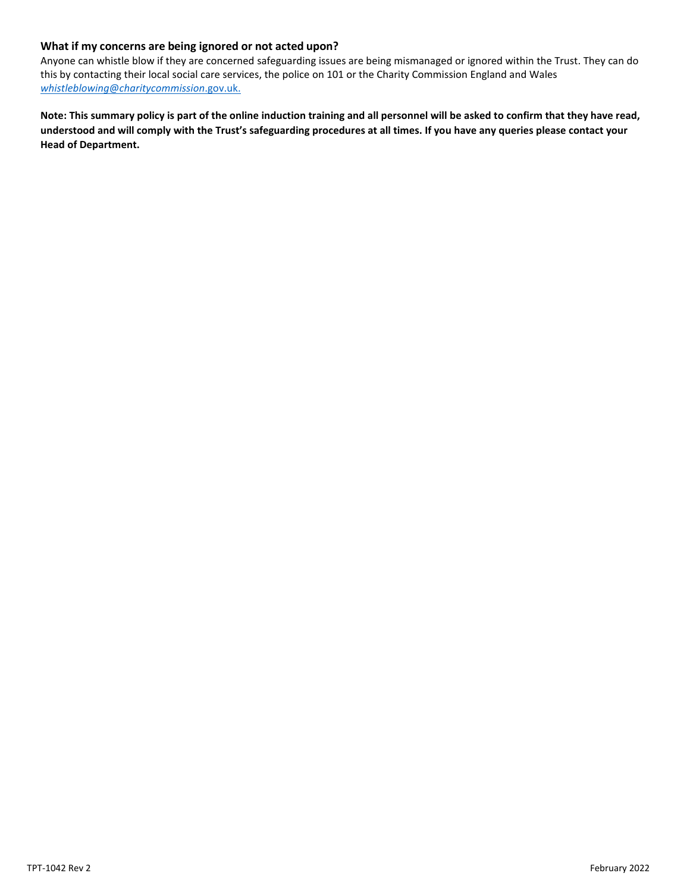### What if my concerns are being ignored or not acted upon?

Anyone can whistle blow if they are concerned safeguarding issues are being mismanaged or ignored within the Trust. They can do this by contacting their local social care services, the police on 101 or the Charity Commission England and Wales *whistleblowing@charitycommission*.gov.uk.

**Note: This summary policy is part of the online induction training and all personnel will be asked to confirm that they have read, understood and will comply with the Trust's safeguarding procedures at all times. If you have any queries please contact your Head of Department.**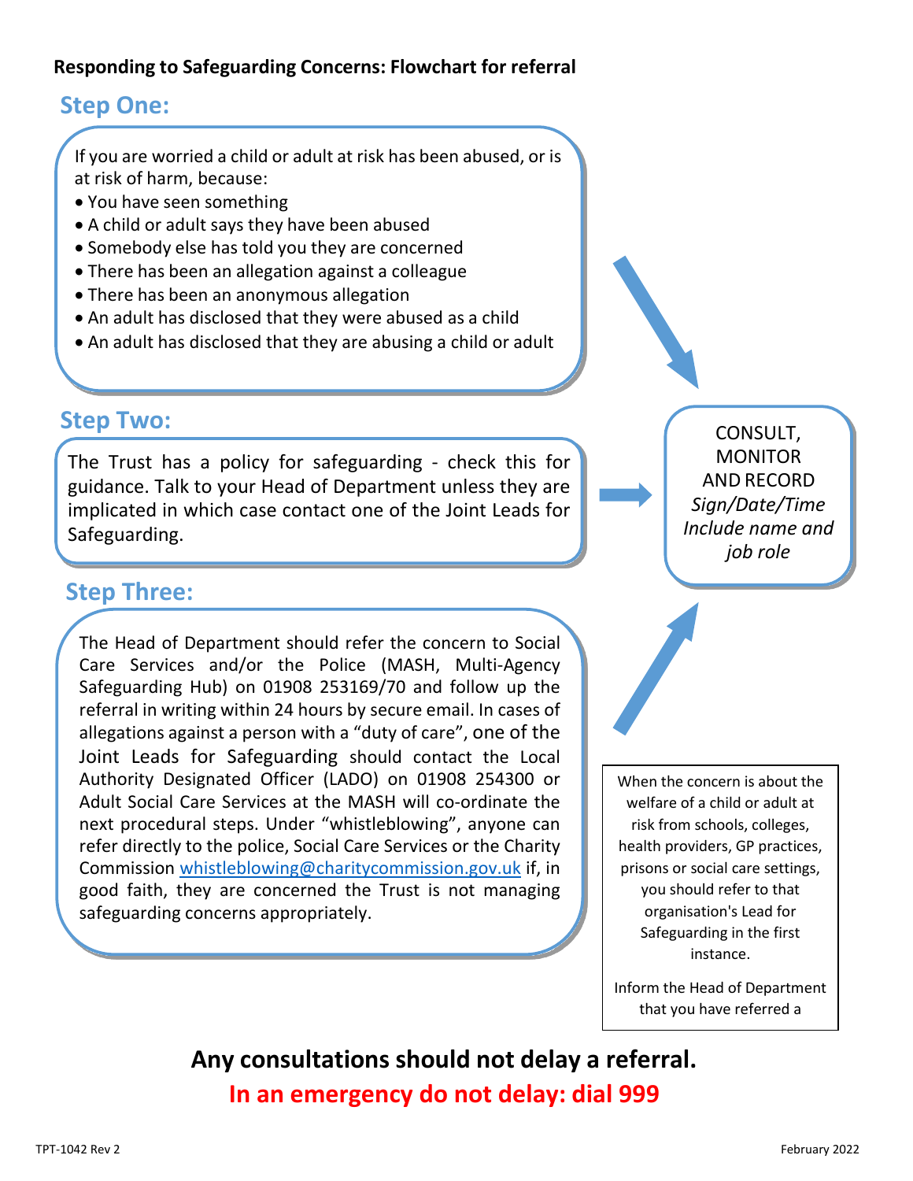**Responding to Safeguarding Concerns: Flowchart for referral**

## Step One:

If you are worried a child or adult at risk has been abused, or is at risk of harm, because:

- You have seen something
- A child or adult says they have been abused
- Somebody else has told you they are concerned
- There has been an allegation against a colleague
- There has been an anonymous allegation
- An adult has disclosed that they were abused as a child
- An adult has disclosed that they are abusing a child or adult

## Step Two:

The Trust has a policy for safeguarding - check this for guidance. Talk to your Head of Department unless they are implicated in which case contact one of the Joint Leads for Safeguarding.

CONSULT, MONITOR AND RECORD
*Sign/Date/Time*
*Include name and job role*

## Step Three:

The Head of Department should refer the concern to Social Care Services and/or the Police (MASH, Multi-Agency Safeguarding Hub) on 01908 253169/70 and follow up the referral in writing within 24 hours by secure email. In cases of allegations against a person with a "duty of care", one of the Joint Leads for Safeguarding should contact the Local Authority Designated Officer (LADO) on 01908 254300 or Adult Social Care Services at the MASH will co-ordinate the next procedural steps. Under "whistleblowing", anyone can refer directly to the police, Social Care Services or the Charity Commission whistleblowing@charitycommission.gov.uk if, in good faith, they are concerned the Trust is not managing safeguarding concerns appropriately.

When the concern is about the welfare of a child or adult at risk from schools, colleges, health providers, GP practices, prisons or social care settings, you should refer to that organisation's Lead for Safeguarding in the first instance.

Inform the Head of Department that you have referred a

**Any consultations should not delay a referral.**

**In an emergency do not delay: dial 999**

TPT-1042 Rev 2

February 2022